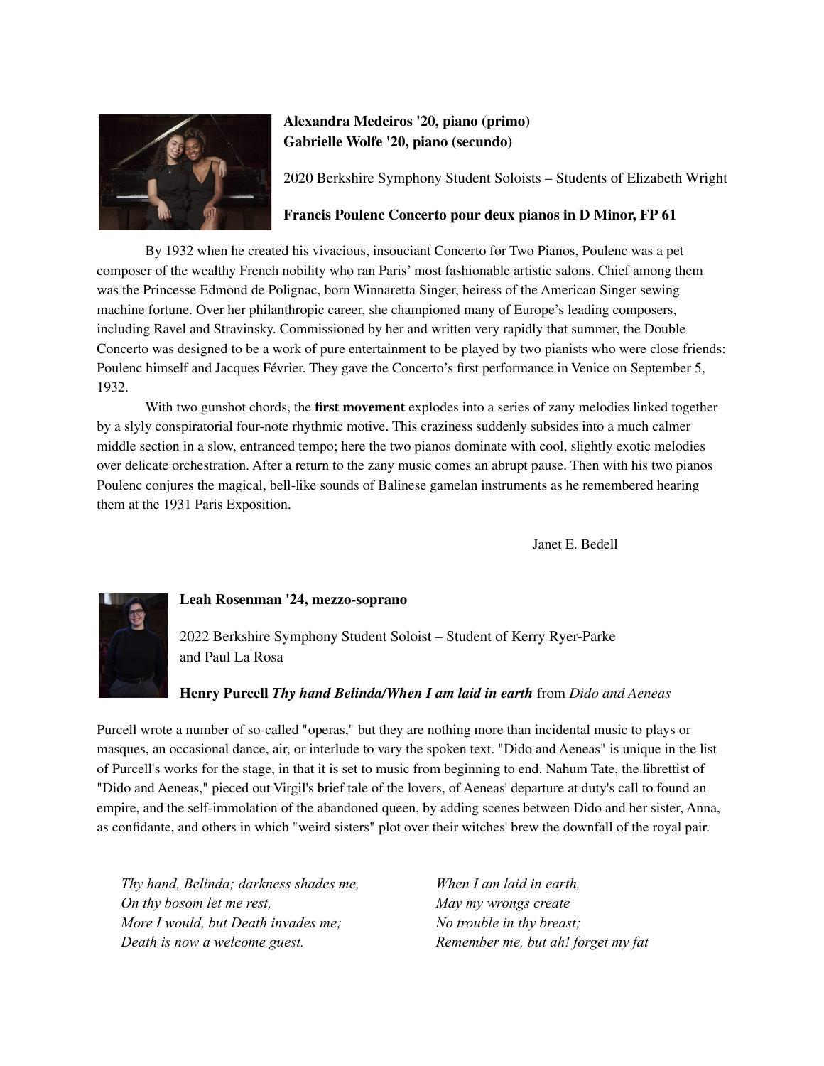**Alexandra Medeiros '20, piano (primo)**
**Gabrielle Wolfe '20, piano (secundo)**

2020 Berkshire Symphony Student Soloists – Students of Elizabeth Wright

**Francis Poulenc Concerto pour deux pianos in D Minor, FP 61**

By 1932 when he created his vivacious, insouciant Concerto for Two Pianos, Poulenc was a pet composer of the wealthy French nobility who ran Paris' most fashionable artistic salons. Chief among them was the Princesse Edmond de Polignac, born Winnaretta Singer, heiress of the American Singer sewing machine fortune. Over her philanthropic career, she championed many of Europe's leading composers, including Ravel and Stravinsky. Commissioned by her and written very rapidly that summer, the Double Concerto was designed to be a work of pure entertainment to be played by two pianists who were close friends: Poulenc himself and Jacques Février. They gave the Concerto's first performance in Venice on September 5, 1932.

With two gunshot chords, the **first movement** explodes into a series of zany melodies linked together by a slyly conspiratorial four-note rhythmic motive. This craziness suddenly subsides into a much calmer middle section in a slow, entranced tempo; here the two pianos dominate with cool, slightly exotic melodies over delicate orchestration. After a return to the zany music comes an abrupt pause. Then with his two pianos Poulenc conjures the magical, bell-like sounds of Balinese gamelan instruments as he remembered hearing them at the 1931 Paris Exposition.

Janet E. Bedell

**Leah Rosenman '24, mezzo-soprano**

2022 Berkshire Symphony Student Soloist – Student of Kerry Ryer-Parke and Paul La Rosa

**Henry Purcell *Thy hand Belinda/When I am laid in earth*** from *Dido and Aeneas*

Purcell wrote a number of so-called "operas," but they are nothing more than incidental music to plays or masques, an occasional dance, air, or interlude to vary the spoken text. "Dido and Aeneas" is unique in the list of Purcell's works for the stage, in that it is set to music from beginning to end. Nahum Tate, the librettist of "Dido and Aeneas," pieced out Virgil's brief tale of the lovers, of Aeneas' departure at duty's call to found an empire, and the self-immolation of the abandoned queen, by adding scenes between Dido and her sister, Anna, as confidante, and others in which "weird sisters" plot over their witches' brew the downfall of the royal pair.

*Thy hand, Belinda; darkness shades me,*
*On thy bosom let me rest,*
*More I would, but Death invades me;*
*Death is now a welcome guest.*

*When I am laid in earth,*
*May my wrongs create*
*No trouble in thy breast;*
*Remember me, but ah! forget my fat*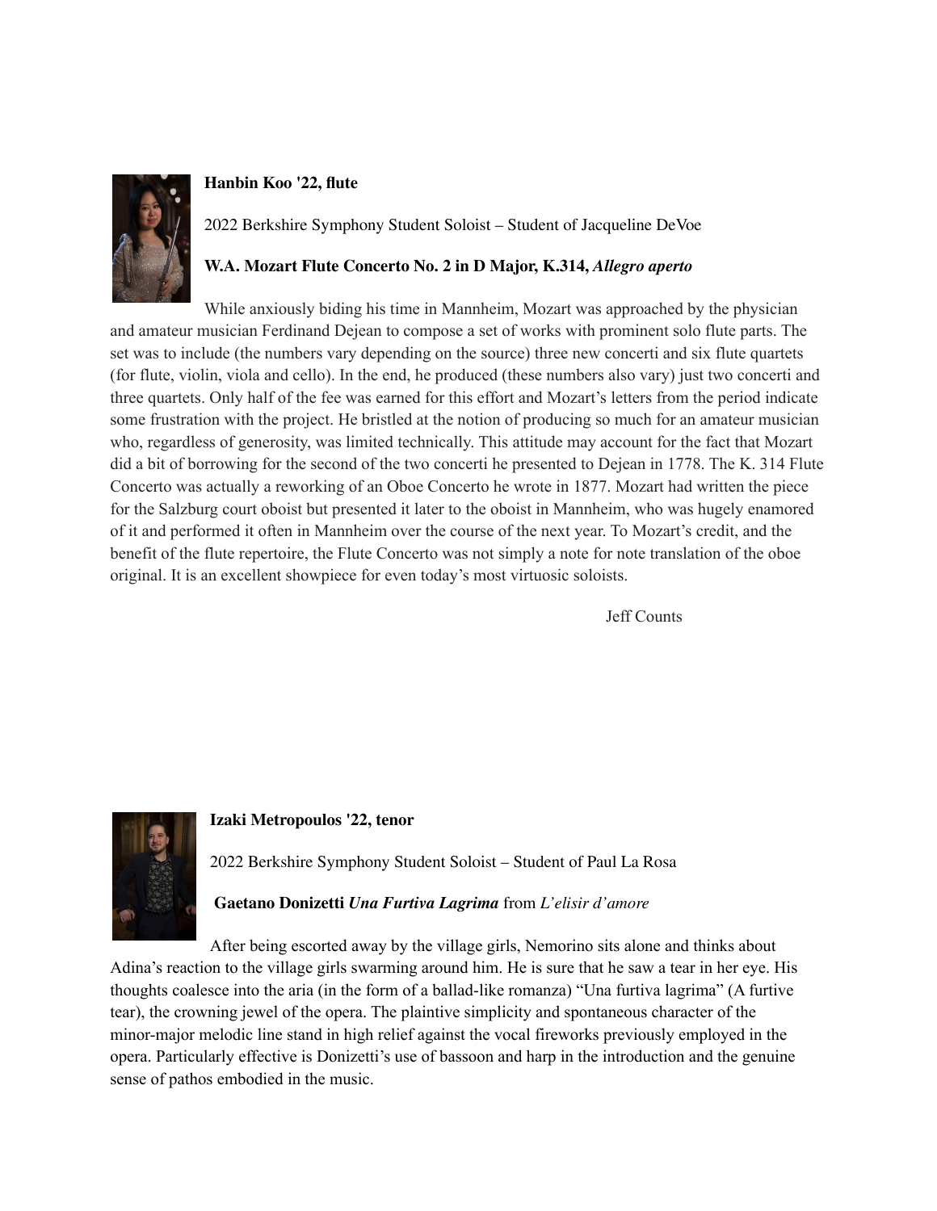**Hanbin Koo '22, flute**

2022 Berkshire Symphony Student Soloist – Student of Jacqueline DeVoe

**W.A. Mozart Flute Concerto No. 2 in D Major, K.314, *Allegro aperto***

While anxiously biding his time in Mannheim, Mozart was approached by the physician and amateur musician Ferdinand Dejean to compose a set of works with prominent solo flute parts. The set was to include (the numbers vary depending on the source) three new concerti and six flute quartets (for flute, violin, viola and cello). In the end, he produced (these numbers also vary) just two concerti and three quartets. Only half of the fee was earned for this effort and Mozart's letters from the period indicate some frustration with the project. He bristled at the notion of producing so much for an amateur musician who, regardless of generosity, was limited technically. This attitude may account for the fact that Mozart did a bit of borrowing for the second of the two concerti he presented to Dejean in 1778. The K. 314 Flute Concerto was actually a reworking of an Oboe Concerto he wrote in 1877. Mozart had written the piece for the Salzburg court oboist but presented it later to the oboist in Mannheim, who was hugely enamored of it and performed it often in Mannheim over the course of the next year. To Mozart's credit, and the benefit of the flute repertoire, the Flute Concerto was not simply a note for note translation of the oboe original. It is an excellent showpiece for even today's most virtuosic soloists.

Jeff Counts

**Izaki Metropoulos '22, tenor**

2022 Berkshire Symphony Student Soloist – Student of Paul La Rosa

**Gaetano Donizetti *Una Furtiva Lagrima*** from *L'elisir d'amore*

After being escorted away by the village girls, Nemorino sits alone and thinks about Adina's reaction to the village girls swarming around him. He is sure that he saw a tear in her eye. His thoughts coalesce into the aria (in the form of a ballad-like romanza) "Una furtiva lagrima" (A furtive tear), the crowning jewel of the opera. The plaintive simplicity and spontaneous character of the minor-major melodic line stand in high relief against the vocal fireworks previously employed in the opera. Particularly effective is Donizetti's use of bassoon and harp in the introduction and the genuine sense of pathos embodied in the music.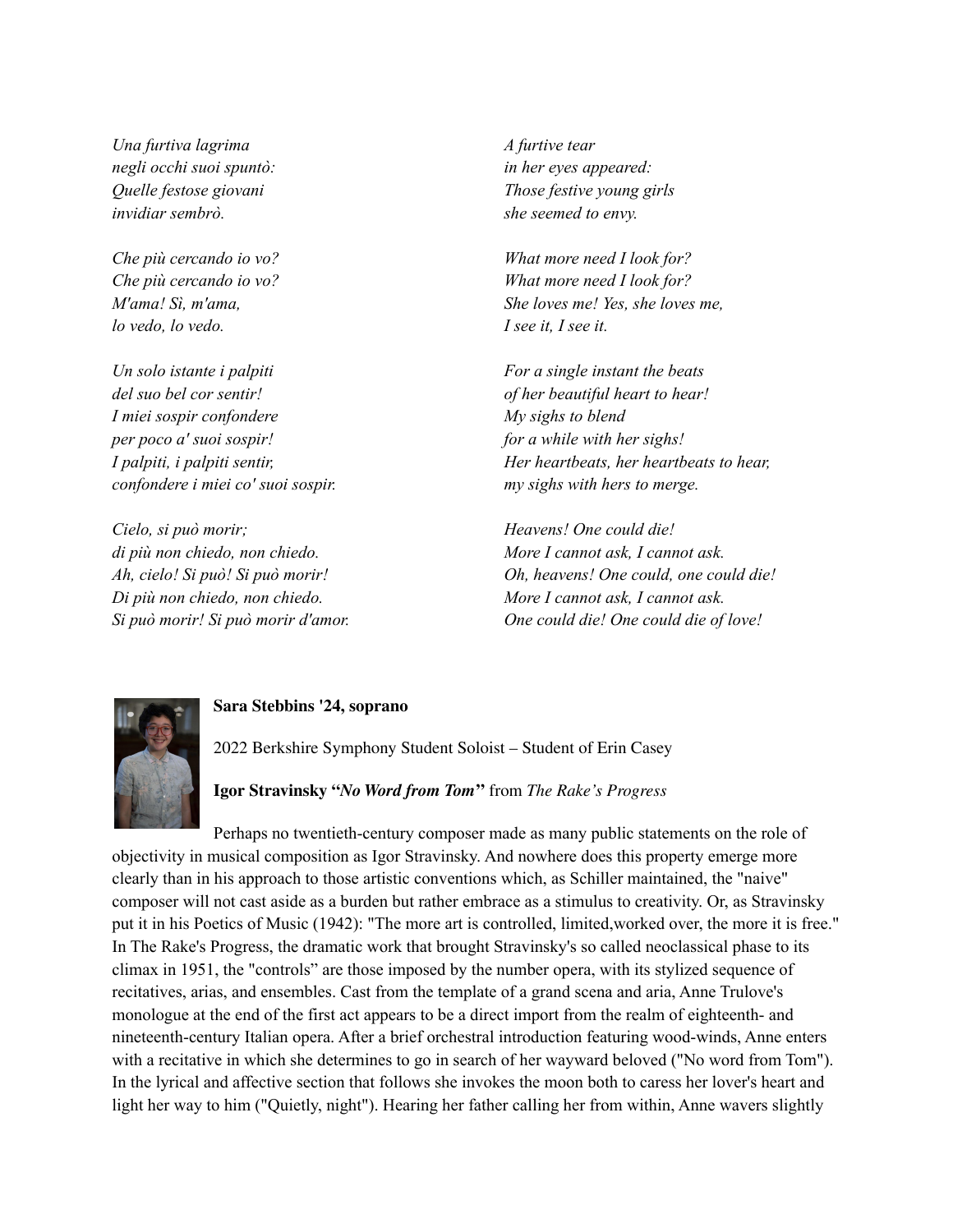*Una furtiva lagrima*
*negli occhi suoi spuntò:*
*Quelle festose giovani*
*invidiar sembrò.*

*A furtive tear*
*in her eyes appeared:*
*Those festive young girls*
*she seemed to envy.*

*Che più cercando io vo?*
*Che più cercando io vo?*
*M'ama! Sì, m'ama,*
*lo vedo, lo vedo.*

*What more need I look for?*
*What more need I look for?*
*She loves me! Yes, she loves me,*
*I see it, I see it.*

*Un solo istante i palpiti*
*del suo bel cor sentir!*
*I miei sospir confondere*
*per poco a' suoi sospir!*
*I palpiti, i palpiti sentir,*
*confondere i miei co' suoi sospir.*

*For a single instant the beats*
*of her beautiful heart to hear!*
*My sighs to blend*
*for a while with her sighs!*
*Her heartbeats, her heartbeats to hear,*
*my sighs with hers to merge.*

*Cielo, si può morir;*
*di più non chiedo, non chiedo.*
*Ah, cielo! Si può! Si può morir!*
*Di più non chiedo, non chiedo.*
*Si può morir! Si può morir d'amor.*

*Heavens! One could die!*
*More I cannot ask, I cannot ask.*
*Oh, heavens! One could, one could die!*
*More I cannot ask, I cannot ask.*
*One could die! One could die of love!*

**Sara Stebbins '24, soprano**

2022 Berkshire Symphony Student Soloist – Student of Erin Casey

**Igor Stravinsky "*No Word from Tom*"** from *The Rake's Progress*

Perhaps no twentieth-century composer made as many public statements on the role of objectivity in musical composition as Igor Stravinsky. And nowhere does this property emerge more clearly than in his approach to those artistic conventions which, as Schiller maintained, the "naive" composer will not cast aside as a burden but rather embrace as a stimulus to creativity. Or, as Stravinsky put it in his Poetics of Music (1942): "The more art is controlled, limited,worked over, the more it is free." In The Rake's Progress, the dramatic work that brought Stravinsky's so called neoclassical phase to its climax in 1951, the "controls" are those imposed by the number opera, with its stylized sequence of recitatives, arias, and ensembles. Cast from the template of a grand scena and aria, Anne Trulove's monologue at the end of the first act appears to be a direct import from the realm of eighteenth- and nineteenth-century Italian opera. After a brief orchestral introduction featuring wood-winds, Anne enters with a recitative in which she determines to go in search of her wayward beloved ("No word from Tom"). In the lyrical and affective section that follows she invokes the moon both to caress her lover's heart and light her way to him ("Quietly, night"). Hearing her father calling her from within, Anne wavers slightly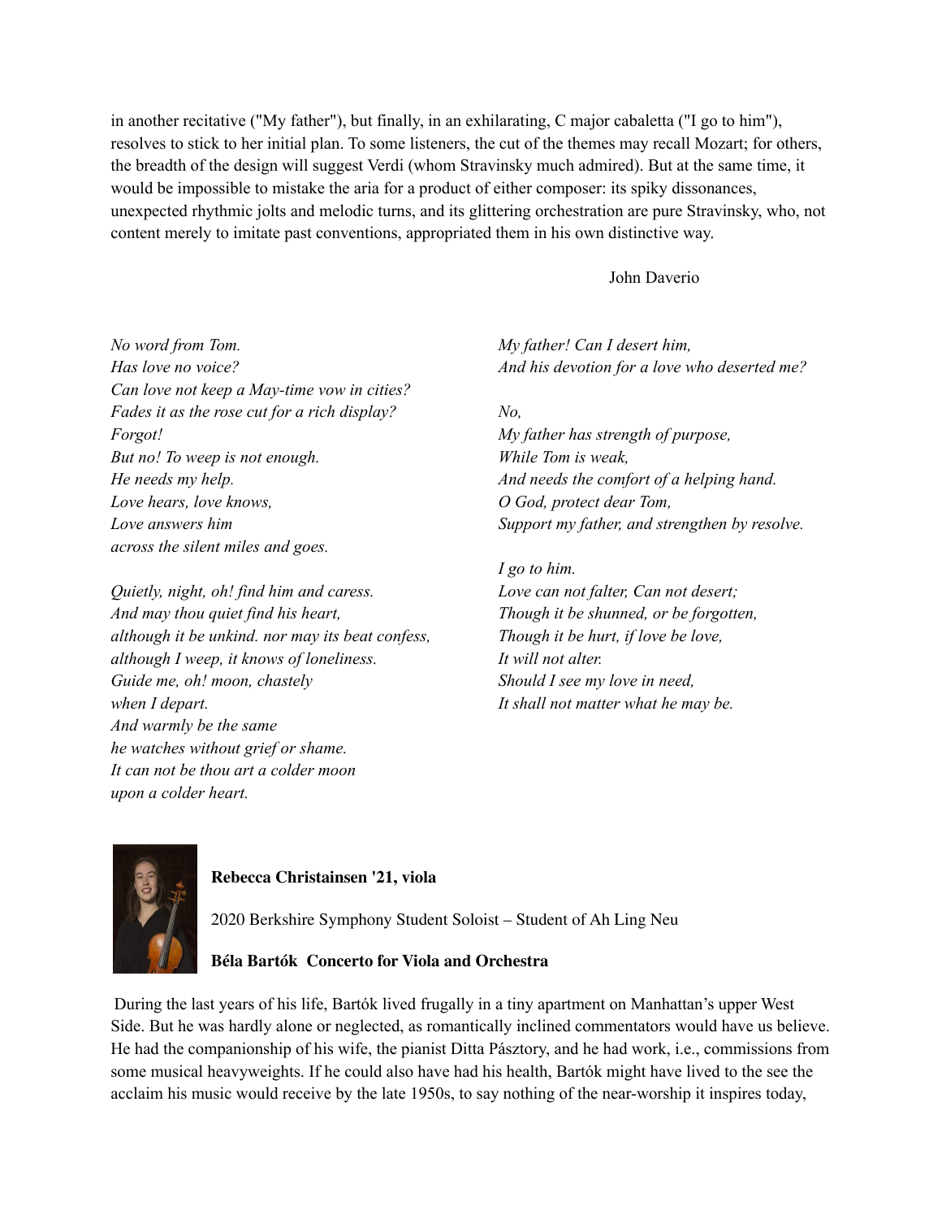in another recitative ("My father"), but finally, in an exhilarating, C major cabaletta ("I go to him"), resolves to stick to her initial plan. To some listeners, the cut of the themes may recall Mozart; for others, the breadth of the design will suggest Verdi (whom Stravinsky much admired). But at the same time, it would be impossible to mistake the aria for a product of either composer: its spiky dissonances, unexpected rhythmic jolts and melodic turns, and its glittering orchestration are pure Stravinsky, who, not content merely to imitate past conventions, appropriated them in his own distinctive way.

John Daverio

*No word from Tom.*
*Has love no voice?*
*Can love not keep a May-time vow in cities?*
*Fades it as the rose cut for a rich display?*
*Forgot!*
*But no! To weep is not enough.*
*He needs my help.*
*Love hears, love knows,*
*Love answers him*
*across the silent miles and goes.*

*Quietly, night, oh! find him and caress.*
*And may thou quiet find his heart,*
*although it be unkind. nor may its beat confess,*
*although I weep, it knows of loneliness.*
*Guide me, oh! moon, chastely*
*when I depart.*
*And warmly be the same*
*he watches without grief or shame.*
*It can not be thou art a colder moon*
*upon a colder heart.*

*My father! Can I desert him,*
*And his devotion for a love who deserted me?*

*No,*
*My father has strength of purpose,*
*While Tom is weak,*
*And needs the comfort of a helping hand.*
*O God, protect dear Tom,*
*Support my father, and strengthen by resolve.*

*I go to him.*
*Love can not falter, Can not desert;*
*Though it be shunned, or be forgotten,*
*Though it be hurt, if love be love,*
*It will not alter.*
*Should I see my love in need,*
*It shall not matter what he may be.*

**Rebecca Christainsen '21, viola**

2020 Berkshire Symphony Student Soloist – Student of Ah Ling Neu

**Béla Bartók Concerto for Viola and Orchestra**

During the last years of his life, Bartók lived frugally in a tiny apartment on Manhattan's upper West Side. But he was hardly alone or neglected, as romantically inclined commentators would have us believe. He had the companionship of his wife, the pianist Ditta Pásztory, and he had work, i.e., commissions from some musical heavyweights. If he could also have had his health, Bartók might have lived to the see the acclaim his music would receive by the late 1950s, to say nothing of the near-worship it inspires today,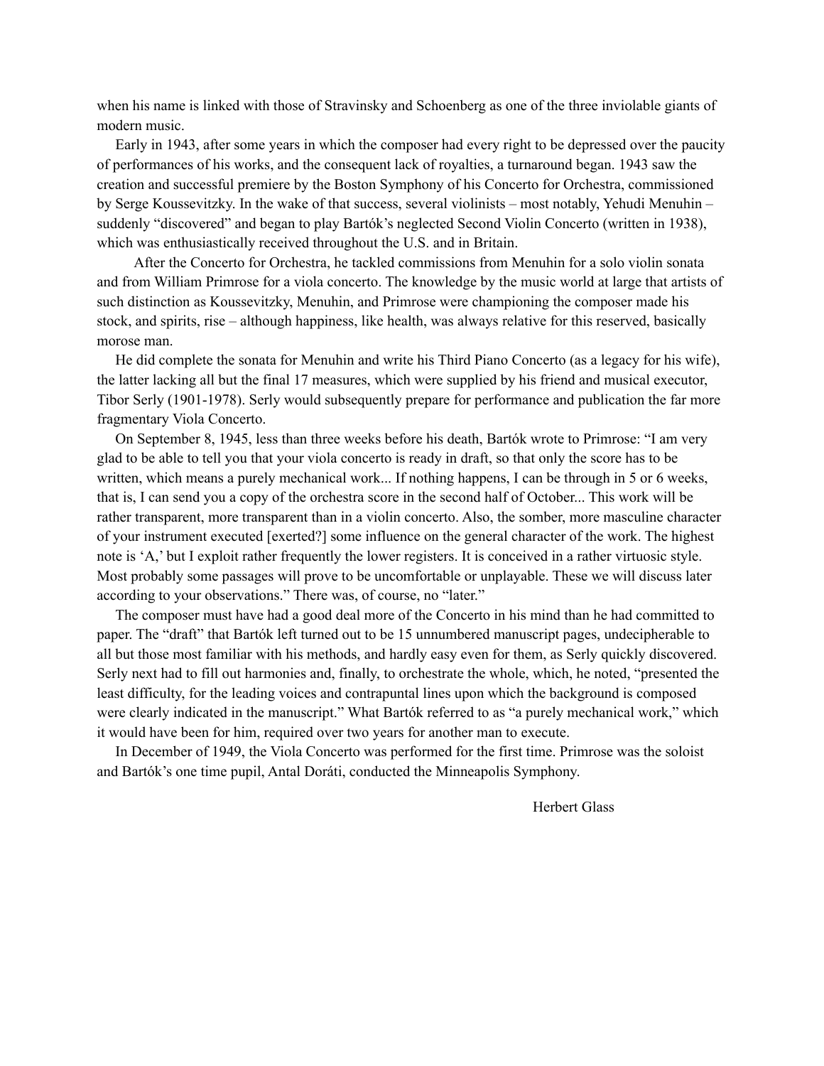when his name is linked with those of Stravinsky and Schoenberg as one of the three inviolable giants of modern music.

Early in 1943, after some years in which the composer had every right to be depressed over the paucity of performances of his works, and the consequent lack of royalties, a turnaround began. 1943 saw the creation and successful premiere by the Boston Symphony of his Concerto for Orchestra, commissioned by Serge Koussevitzky. In the wake of that success, several violinists – most notably, Yehudi Menuhin – suddenly "discovered" and began to play Bartók's neglected Second Violin Concerto (written in 1938), which was enthusiastically received throughout the U.S. and in Britain.

After the Concerto for Orchestra, he tackled commissions from Menuhin for a solo violin sonata and from William Primrose for a viola concerto. The knowledge by the music world at large that artists of such distinction as Koussevitzky, Menuhin, and Primrose were championing the composer made his stock, and spirits, rise – although happiness, like health, was always relative for this reserved, basically morose man.

He did complete the sonata for Menuhin and write his Third Piano Concerto (as a legacy for his wife), the latter lacking all but the final 17 measures, which were supplied by his friend and musical executor, Tibor Serly (1901-1978). Serly would subsequently prepare for performance and publication the far more fragmentary Viola Concerto.

On September 8, 1945, less than three weeks before his death, Bartók wrote to Primrose: "I am very glad to be able to tell you that your viola concerto is ready in draft, so that only the score has to be written, which means a purely mechanical work... If nothing happens, I can be through in 5 or 6 weeks, that is, I can send you a copy of the orchestra score in the second half of October... This work will be rather transparent, more transparent than in a violin concerto. Also, the somber, more masculine character of your instrument executed [exerted?] some influence on the general character of the work. The highest note is 'A,' but I exploit rather frequently the lower registers. It is conceived in a rather virtuosic style. Most probably some passages will prove to be uncomfortable or unplayable. These we will discuss later according to your observations." There was, of course, no "later."

The composer must have had a good deal more of the Concerto in his mind than he had committed to paper. The "draft" that Bartók left turned out to be 15 unnumbered manuscript pages, undecipherable to all but those most familiar with his methods, and hardly easy even for them, as Serly quickly discovered. Serly next had to fill out harmonies and, finally, to orchestrate the whole, which, he noted, "presented the least difficulty, for the leading voices and contrapuntal lines upon which the background is composed were clearly indicated in the manuscript." What Bartók referred to as "a purely mechanical work," which it would have been for him, required over two years for another man to execute.

In December of 1949, the Viola Concerto was performed for the first time. Primrose was the soloist and Bartók's one time pupil, Antal Doráti, conducted the Minneapolis Symphony.

Herbert Glass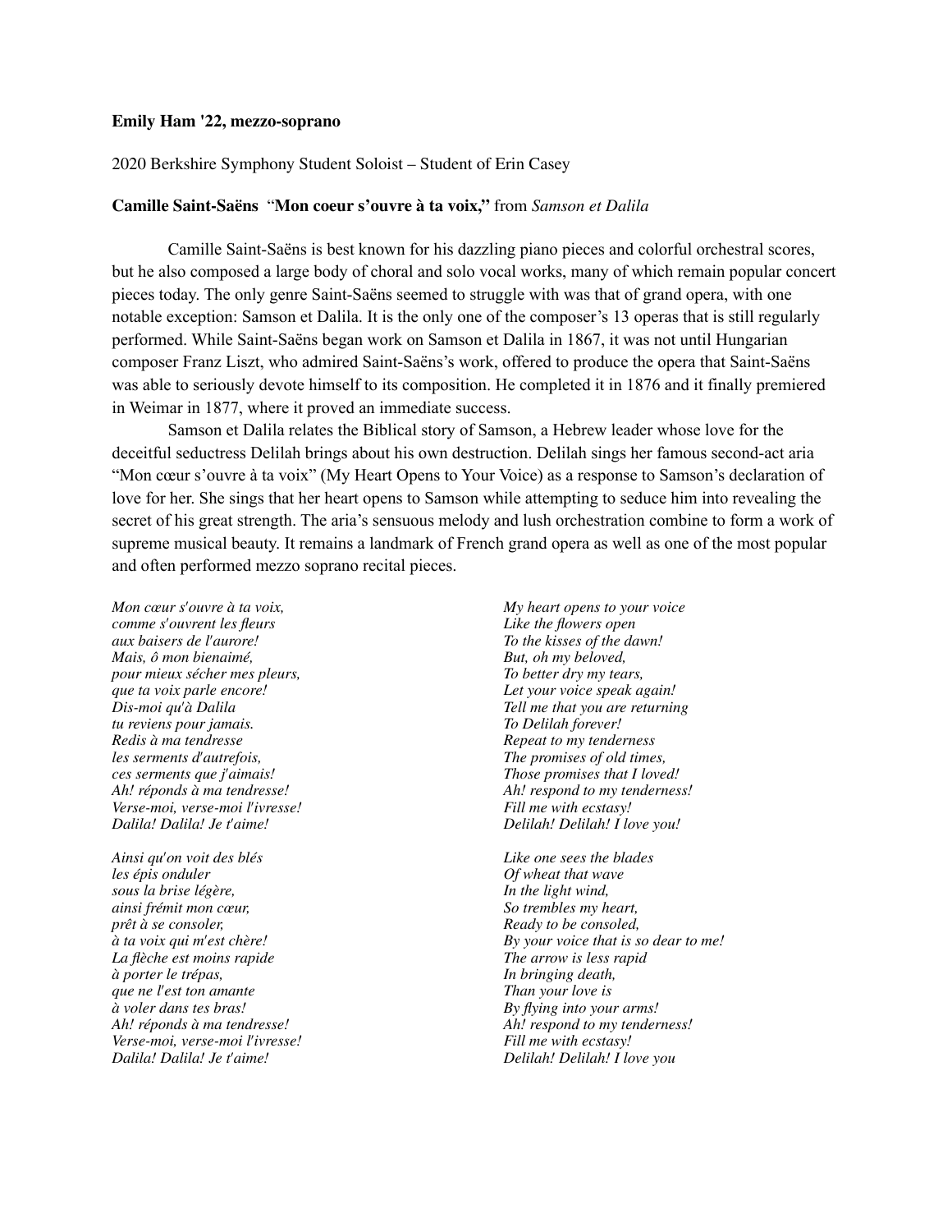**Emily Ham '22, mezzo-soprano**

2020 Berkshire Symphony Student Soloist – Student of Erin Casey

**Camille Saint-Saëns** "**Mon coeur s'ouvre à ta voix,"** from *Samson et Dalila*

Camille Saint-Saëns is best known for his dazzling piano pieces and colorful orchestral scores, but he also composed a large body of choral and solo vocal works, many of which remain popular concert pieces today. The only genre Saint-Saëns seemed to struggle with was that of grand opera, with one notable exception: Samson et Dalila. It is the only one of the composer's 13 operas that is still regularly performed. While Saint-Saëns began work on Samson et Dalila in 1867, it was not until Hungarian composer Franz Liszt, who admired Saint-Saëns's work, offered to produce the opera that Saint-Saëns was able to seriously devote himself to its composition. He completed it in 1876 and it finally premiered in Weimar in 1877, where it proved an immediate success.

Samson et Dalila relates the Biblical story of Samson, a Hebrew leader whose love for the deceitful seductress Delilah brings about his own destruction. Delilah sings her famous second-act aria "Mon cœur s'ouvre à ta voix" (My Heart Opens to Your Voice) as a response to Samson's declaration of love for her. She sings that her heart opens to Samson while attempting to seduce him into revealing the secret of his great strength. The aria's sensuous melody and lush orchestration combine to form a work of supreme musical beauty. It remains a landmark of French grand opera as well as one of the most popular and often performed mezzo soprano recital pieces.

*Mon cœur s'ouvre à ta voix,*
*comme s'ouvrent les fleurs*
*aux baisers de l'aurore!*
*Mais, ô mon bienaimé,*
*pour mieux sécher mes pleurs,*
*que ta voix parle encore!*
*Dis-moi qu'à Dalila*
*tu reviens pour jamais.*
*Redis à ma tendresse*
*les serments d'autrefois,*
*ces serments que j'aimais!*
*Ah! réponds à ma tendresse!*
*Verse-moi, verse-moi l'ivresse!*
*Dalila! Dalila! Je t'aime!*

*Ainsi qu'on voit des blés*
*les épis onduler*
*sous la brise légère,*
*ainsi frémit mon cœur,*
*prêt à se consoler,*
*à ta voix qui m'est chère!*
*La flèche est moins rapide*
*à porter le trépas,*
*que ne l'est ton amante*
*à voler dans tes bras!*
*Ah! réponds à ma tendresse!*
*Verse-moi, verse-moi l'ivresse!*
*Dalila! Dalila! Je t'aime!*

*My heart opens to your voice*
*Like the flowers open*
*To the kisses of the dawn!*
*But, oh my beloved,*
*To better dry my tears,*
*Let your voice speak again!*
*Tell me that you are returning*
*To Delilah forever!*
*Repeat to my tenderness*
*The promises of old times,*
*Those promises that I loved!*
*Ah! respond to my tenderness!*
*Fill me with ecstasy!*
*Delilah! Delilah! I love you!*

*Like one sees the blades*
*Of wheat that wave*
*In the light wind,*
*So trembles my heart,*
*Ready to be consoled,*
*By your voice that is so dear to me!*
*The arrow is less rapid*
*In bringing death,*
*Than your love is*
*By flying into your arms!*
*Ah! respond to my tenderness!*
*Fill me with ecstasy!*
*Delilah! Delilah! I love you*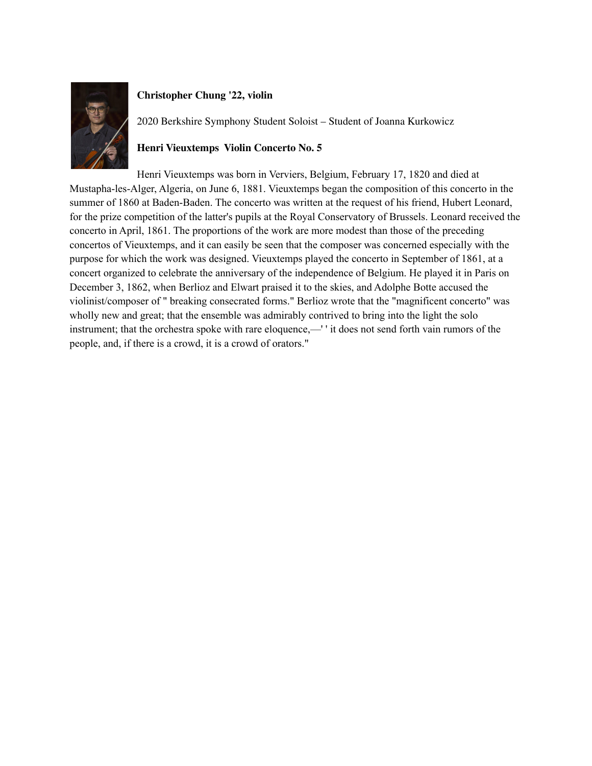**Christopher Chung '22, violin**

2020 Berkshire Symphony Student Soloist – Student of Joanna Kurkowicz

**Henri Vieuxtemps  Violin Concerto No. 5**

Henri Vieuxtemps was born in Verviers, Belgium, February 17, 1820 and died at Mustapha-les-Alger, Algeria, on June 6, 1881. Vieuxtemps began the composition of this concerto in the summer of 1860 at Baden-Baden. The concerto was written at the request of his friend, Hubert Leonard, for the prize competition of the latter's pupils at the Royal Conservatory of Brussels. Leonard received the concerto in April, 1861. The proportions of the work are more modest than those of the preceding concertos of Vieuxtemps, and it can easily be seen that the composer was concerned especially with the purpose for which the work was designed. Vieuxtemps played the concerto in September of 1861, at a concert organized to celebrate the anniversary of the independence of Belgium. He played it in Paris on December 3, 1862, when Berlioz and Elwart praised it to the skies, and Adolphe Botte accused the violinist/composer of " breaking consecrated forms." Berlioz wrote that the "magnificent concerto" was wholly new and great; that the ensemble was admirably contrived to bring into the light the solo instrument; that the orchestra spoke with rare eloquence,—' ' it does not send forth vain rumors of the people, and, if there is a crowd, it is a crowd of orators."